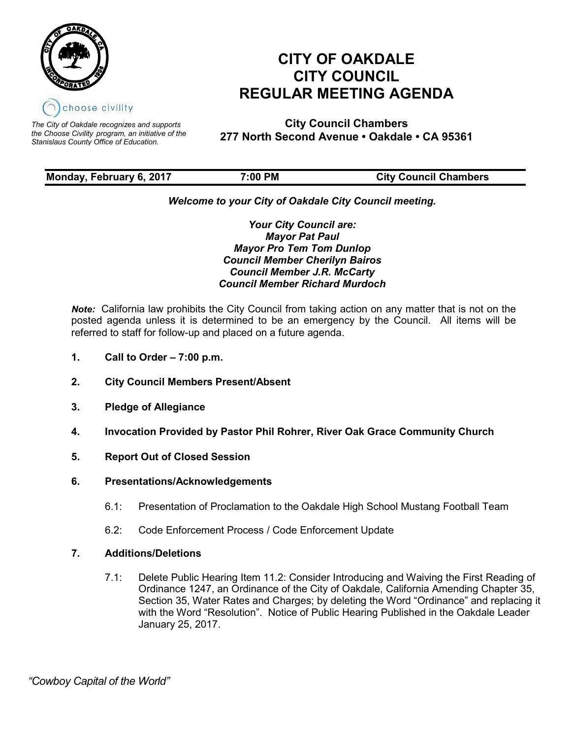choose civility

*The City of Oakdale recognizes and supports the Choose Civility program, an initiative of the Stanislaus County Office of Education.*

# CITY OF OAKDALE
# CITY COUNCIL
# REGULAR MEETING AGENDA

**City Council Chambers**
**277 North Second Avenue • Oakdale • CA 95361**

| **Monday, February 6, 2017** | **7:00 PM** | **City Council Chambers** |
|---|---|---|

***Welcome to your City of Oakdale City Council meeting.***

***Your City Council are:***
***Mayor Pat Paul***
***Mayor Pro Tem Tom Dunlop***
***Council Member Cherilyn Bairos***
***Council Member J.R. McCarty***
***Council Member Richard Murdoch***

***Note:*** California law prohibits the City Council from taking action on any matter that is not on the posted agenda unless it is determined to be an emergency by the Council. All items will be referred to staff for follow-up and placed on a future agenda.

1. **Call to Order – 7:00 p.m.**

2. **City Council Members Present/Absent**

3. **Pledge of Allegiance**

4. **Invocation Provided by Pastor Phil Rohrer, River Oak Grace Community Church**

5. **Report Out of Closed Session**

6. **Presentations/Acknowledgements**

   6.1: Presentation of Proclamation to the Oakdale High School Mustang Football Team

   6.2: Code Enforcement Process / Code Enforcement Update

7. **Additions/Deletions**

   7.1: Delete Public Hearing Item 11.2: Consider Introducing and Waiving the First Reading of Ordinance 1247, an Ordinance of the City of Oakdale, California Amending Chapter 35, Section 35, Water Rates and Charges; by deleting the Word "Ordinance" and replacing it with the Word "Resolution". Notice of Public Hearing Published in the Oakdale Leader January 25, 2017.

*"Cowboy Capital of the World"*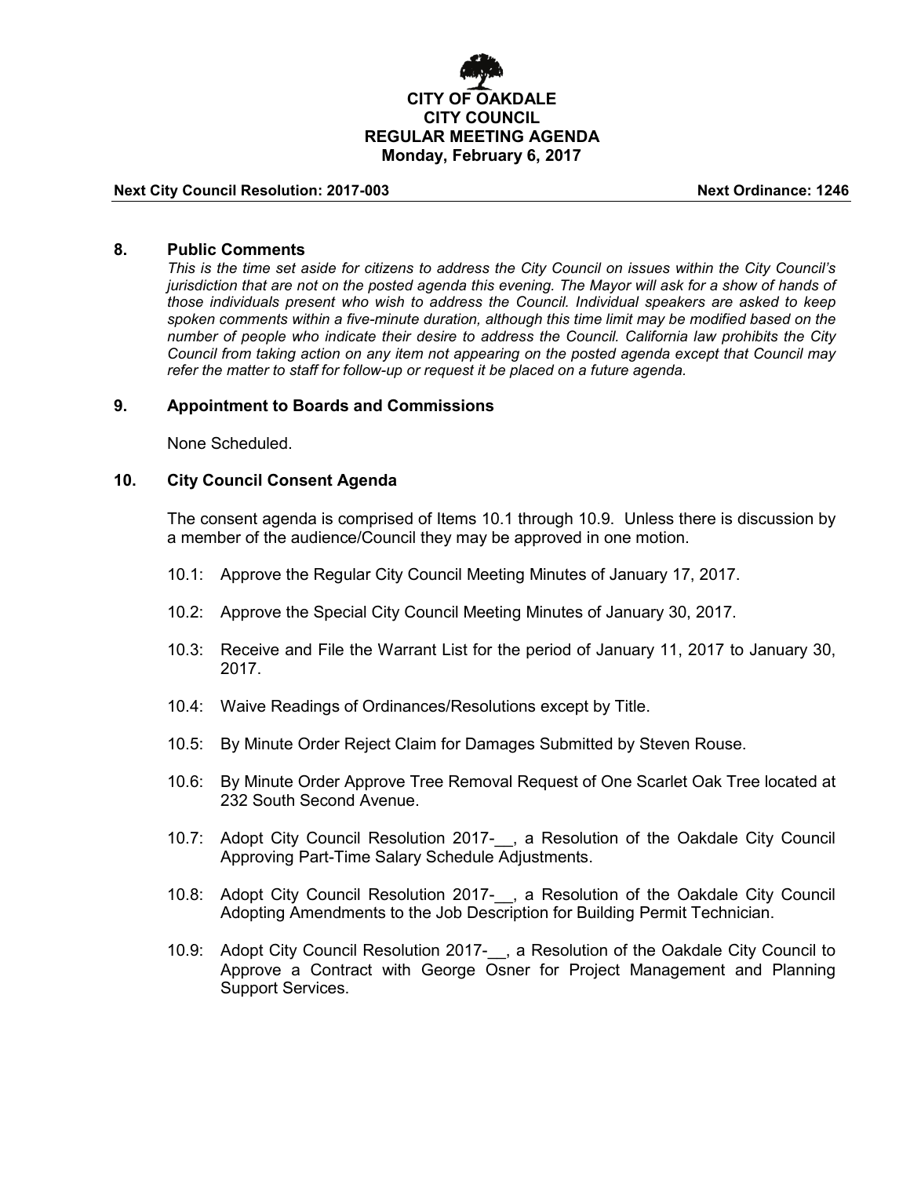**CITY OF OAKDALE**
**CITY COUNCIL**
**REGULAR MEETING AGENDA**
**Monday, February 6, 2017**

**Next City Council Resolution: 2017-003** **Next Ordinance: 1246**

## 8. Public Comments

*This is the time set aside for citizens to address the City Council on issues within the City Council's jurisdiction that are not on the posted agenda this evening. The Mayor will ask for a show of hands of those individuals present who wish to address the Council. Individual speakers are asked to keep spoken comments within a five-minute duration, although this time limit may be modified based on the number of people who indicate their desire to address the Council. California law prohibits the City Council from taking action on any item not appearing on the posted agenda except that Council may refer the matter to staff for follow-up or request it be placed on a future agenda.*

## 9. Appointment to Boards and Commissions

None Scheduled.

## 10. City Council Consent Agenda

The consent agenda is comprised of Items 10.1 through 10.9. Unless there is discussion by a member of the audience/Council they may be approved in one motion.

10.1: Approve the Regular City Council Meeting Minutes of January 17, 2017.

10.2: Approve the Special City Council Meeting Minutes of January 30, 2017.

10.3: Receive and File the Warrant List for the period of January 11, 2017 to January 30, 2017.

10.4: Waive Readings of Ordinances/Resolutions except by Title.

10.5: By Minute Order Reject Claim for Damages Submitted by Steven Rouse.

10.6: By Minute Order Approve Tree Removal Request of One Scarlet Oak Tree located at 232 South Second Avenue.

10.7: Adopt City Council Resolution 2017-__, a Resolution of the Oakdale City Council Approving Part-Time Salary Schedule Adjustments.

10.8: Adopt City Council Resolution 2017-__, a Resolution of the Oakdale City Council Adopting Amendments to the Job Description for Building Permit Technician.

10.9: Adopt City Council Resolution 2017-__, a Resolution of the Oakdale City Council to Approve a Contract with George Osner for Project Management and Planning Support Services.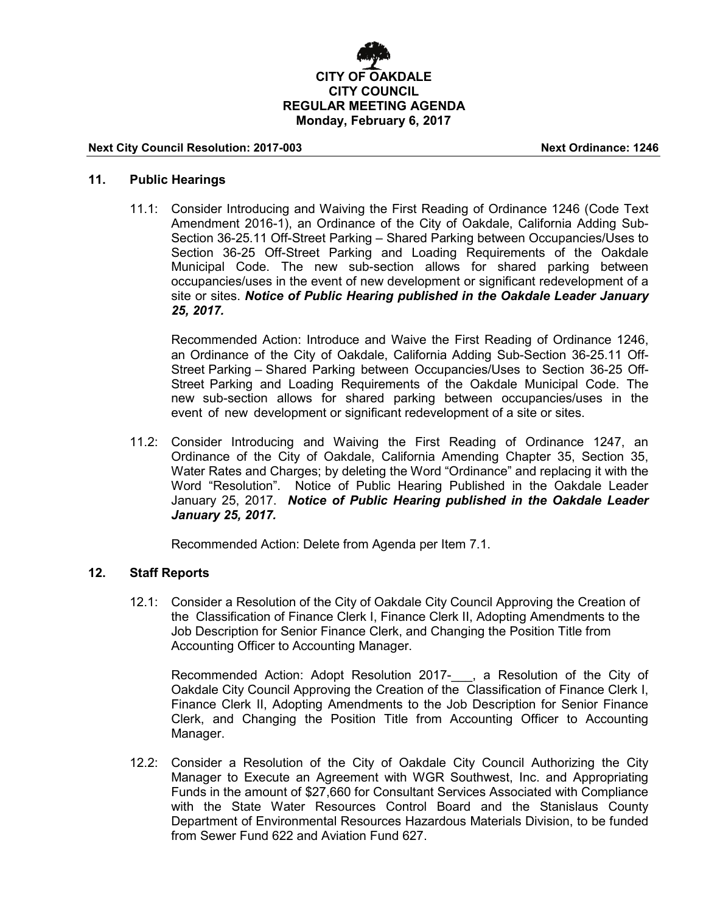**CITY OF OAKDALE**
**CITY COUNCIL**
**REGULAR MEETING AGENDA**
**Monday, February 6, 2017**

**Next City Council Resolution: 2017-003** **Next Ordinance: 1246**

## 11. Public Hearings

11.1: Consider Introducing and Waiving the First Reading of Ordinance 1246 (Code Text Amendment 2016-1), an Ordinance of the City of Oakdale, California Adding Sub-Section 36-25.11 Off-Street Parking – Shared Parking between Occupancies/Uses to Section 36-25 Off-Street Parking and Loading Requirements of the Oakdale Municipal Code. The new sub-section allows for shared parking between occupancies/uses in the event of new development or significant redevelopment of a site or sites. ***Notice of Public Hearing published in the Oakdale Leader January 25, 2017.***

Recommended Action: Introduce and Waive the First Reading of Ordinance 1246, an Ordinance of the City of Oakdale, California Adding Sub-Section 36-25.11 Off-Street Parking – Shared Parking between Occupancies/Uses to Section 36-25 Off-Street Parking and Loading Requirements of the Oakdale Municipal Code. The new sub-section allows for shared parking between occupancies/uses in the event of new development or significant redevelopment of a site or sites.

11.2: Consider Introducing and Waiving the First Reading of Ordinance 1247, an Ordinance of the City of Oakdale, California Amending Chapter 35, Section 35, Water Rates and Charges; by deleting the Word "Ordinance" and replacing it with the Word "Resolution". Notice of Public Hearing Published in the Oakdale Leader January 25, 2017. ***Notice of Public Hearing published in the Oakdale Leader January 25, 2017.***

Recommended Action: Delete from Agenda per Item 7.1.

## 12. Staff Reports

12.1: Consider a Resolution of the City of Oakdale City Council Approving the Creation of the Classification of Finance Clerk I, Finance Clerk II, Adopting Amendments to the Job Description for Senior Finance Clerk, and Changing the Position Title from Accounting Officer to Accounting Manager.

Recommended Action: Adopt Resolution 2017-___, a Resolution of the City of Oakdale City Council Approving the Creation of the Classification of Finance Clerk I, Finance Clerk II, Adopting Amendments to the Job Description for Senior Finance Clerk, and Changing the Position Title from Accounting Officer to Accounting Manager.

12.2: Consider a Resolution of the City of Oakdale City Council Authorizing the City Manager to Execute an Agreement with WGR Southwest, Inc. and Appropriating Funds in the amount of $27,660 for Consultant Services Associated with Compliance with the State Water Resources Control Board and the Stanislaus County Department of Environmental Resources Hazardous Materials Division, to be funded from Sewer Fund 622 and Aviation Fund 627.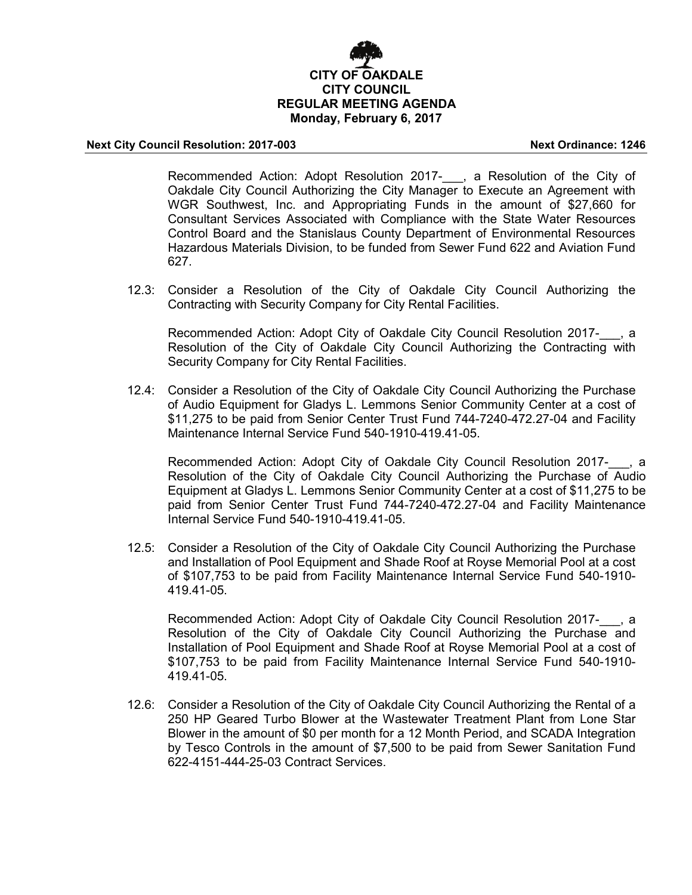Recommended Action: Adopt Resolution 2017-___, a Resolution of the City of Oakdale City Council Authorizing the City Manager to Execute an Agreement with WGR Southwest, Inc. and Appropriating Funds in the amount of $27,660 for Consultant Services Associated with Compliance with the State Water Resources Control Board and the Stanislaus County Department of Environmental Resources Hazardous Materials Division, to be funded from Sewer Fund 622 and Aviation Fund 627.

12.3: Consider a Resolution of the City of Oakdale City Council Authorizing the Contracting with Security Company for City Rental Facilities.

Recommended Action: Adopt City of Oakdale City Council Resolution 2017-___, a Resolution of the City of Oakdale City Council Authorizing the Contracting with Security Company for City Rental Facilities.

12.4: Consider a Resolution of the City of Oakdale City Council Authorizing the Purchase of Audio Equipment for Gladys L. Lemmons Senior Community Center at a cost of $11,275 to be paid from Senior Center Trust Fund 744-7240-472.27-04 and Facility Maintenance Internal Service Fund 540-1910-419.41-05.

Recommended Action: Adopt City of Oakdale City Council Resolution 2017-___, a Resolution of the City of Oakdale City Council Authorizing the Purchase of Audio Equipment at Gladys L. Lemmons Senior Community Center at a cost of $11,275 to be paid from Senior Center Trust Fund 744-7240-472.27-04 and Facility Maintenance Internal Service Fund 540-1910-419.41-05.

12.5: Consider a Resolution of the City of Oakdale City Council Authorizing the Purchase and Installation of Pool Equipment and Shade Roof at Royse Memorial Pool at a cost of $107,753 to be paid from Facility Maintenance Internal Service Fund 540-1910-419.41-05.

Recommended Action: Adopt City of Oakdale City Council Resolution 2017-___, a Resolution of the City of Oakdale City Council Authorizing the Purchase and Installation of Pool Equipment and Shade Roof at Royse Memorial Pool at a cost of $107,753 to be paid from Facility Maintenance Internal Service Fund 540-1910-419.41-05.

12.6: Consider a Resolution of the City of Oakdale City Council Authorizing the Rental of a 250 HP Geared Turbo Blower at the Wastewater Treatment Plant from Lone Star Blower in the amount of $0 per month for a 12 Month Period, and SCADA Integration by Tesco Controls in the amount of $7,500 to be paid from Sewer Sanitation Fund 622-4151-444-25-03 Contract Services.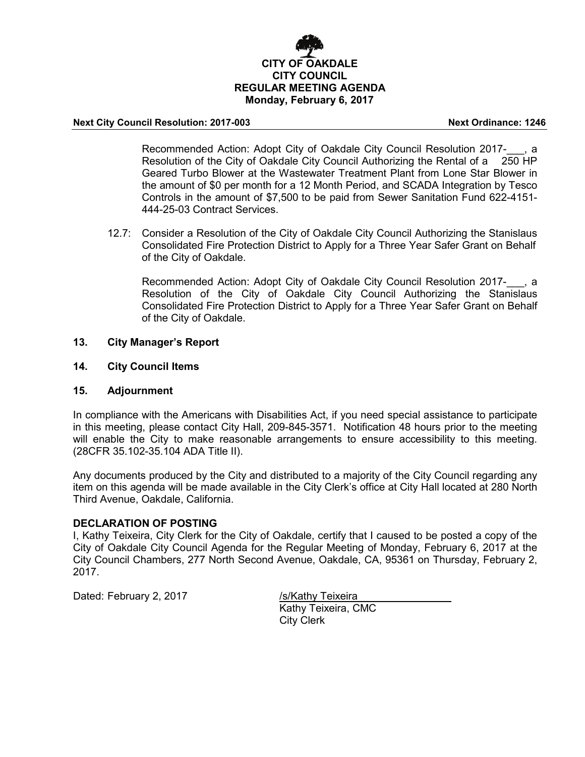**CITY OF OAKDALE**
**CITY COUNCIL**
**REGULAR MEETING AGENDA**
**Monday, February 6, 2017**

**Next City Council Resolution: 2017-003** **Next Ordinance: 1246**

Recommended Action: Adopt City of Oakdale City Council Resolution 2017-___, a Resolution of the City of Oakdale City Council Authorizing the Rental of a 250 HP Geared Turbo Blower at the Wastewater Treatment Plant from Lone Star Blower in the amount of $0 per month for a 12 Month Period, and SCADA Integration by Tesco Controls in the amount of $7,500 to be paid from Sewer Sanitation Fund 622-4151-444-25-03 Contract Services.

12.7: Consider a Resolution of the City of Oakdale City Council Authorizing the Stanislaus Consolidated Fire Protection District to Apply for a Three Year Safer Grant on Behalf of the City of Oakdale.

Recommended Action: Adopt City of Oakdale City Council Resolution 2017-___, a Resolution of the City of Oakdale City Council Authorizing the Stanislaus Consolidated Fire Protection District to Apply for a Three Year Safer Grant on Behalf of the City of Oakdale.

## 13. City Manager's Report

## 14. City Council Items

## 15. Adjournment

In compliance with the Americans with Disabilities Act, if you need special assistance to participate in this meeting, please contact City Hall, 209-845-3571. Notification 48 hours prior to the meeting will enable the City to make reasonable arrangements to ensure accessibility to this meeting. (28CFR 35.102-35.104 ADA Title II).

Any documents produced by the City and distributed to a majority of the City Council regarding any item on this agenda will be made available in the City Clerk's office at City Hall located at 280 North Third Avenue, Oakdale, California.

**DECLARATION OF POSTING**
I, Kathy Teixeira, City Clerk for the City of Oakdale, certify that I caused to be posted a copy of the City of Oakdale City Council Agenda for the Regular Meeting of Monday, February 6, 2017 at the City Council Chambers, 277 North Second Avenue, Oakdale, CA, 95361 on Thursday, February 2, 2017.

Dated: February 2, 2017

/s/Kathy Teixeira
Kathy Teixeira, CMC
City Clerk